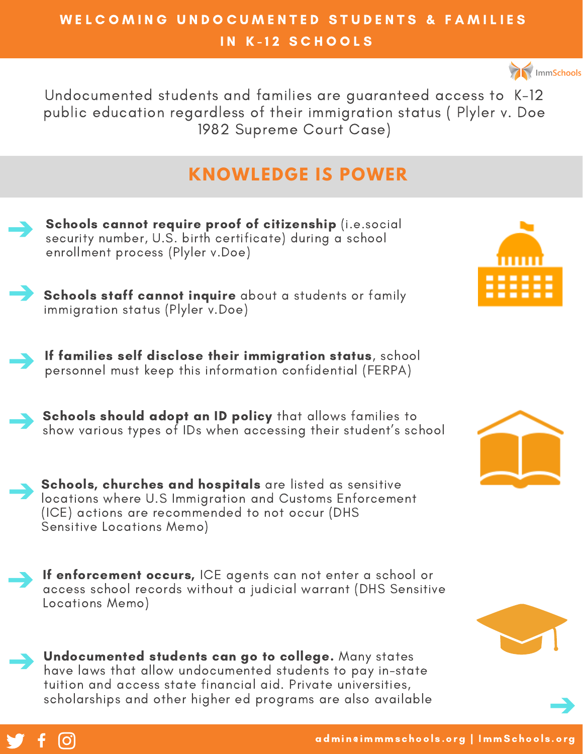# WELCOMING UNDOCUMENTED STUDENTS & FAMILIES IN K-12 SCHOOLS

ImmSchools

Undocumented students and families are guaranteed access to K-12 public education regardless of their immigration status ( Plyler v. Doe 1982 Supreme Court Case)

## KNOWLEDGE IS POWER

- **Schools cannot require proof of citizenship** (i.e.social security number, U.S. birth certificate) during a school enrollment process (Plyler v.Doe)
- **Schools staff cannot inquire** about a students or family immigration status (Plyler v.Doe)
- **If families self disclose their immigration status**, school personnel must keep this information confidential (FERPA)
- **Schools should adopt an ID policy** that allows families to show various types of IDs when accessing their student's school
- **Schools, churches and hospitals** are listed as sensitive locations where U.S Immigration and Customs Enforcement (ICE) actions are recommended to not occur (DHS Sensitive Locations Memo)
- **If enforcement occurs,** ICE agents can not enter a school or access school records without a judicial warrant (DHS Sensitive Locations Memo)
- **Undocumented students can go to college.** Many states have laws that allow undocumented students to pay in-state tuition and access state financial aid. Private universities, scholarships and other higher ed programs are also available

admin@immmschools.org | ImmSchools.org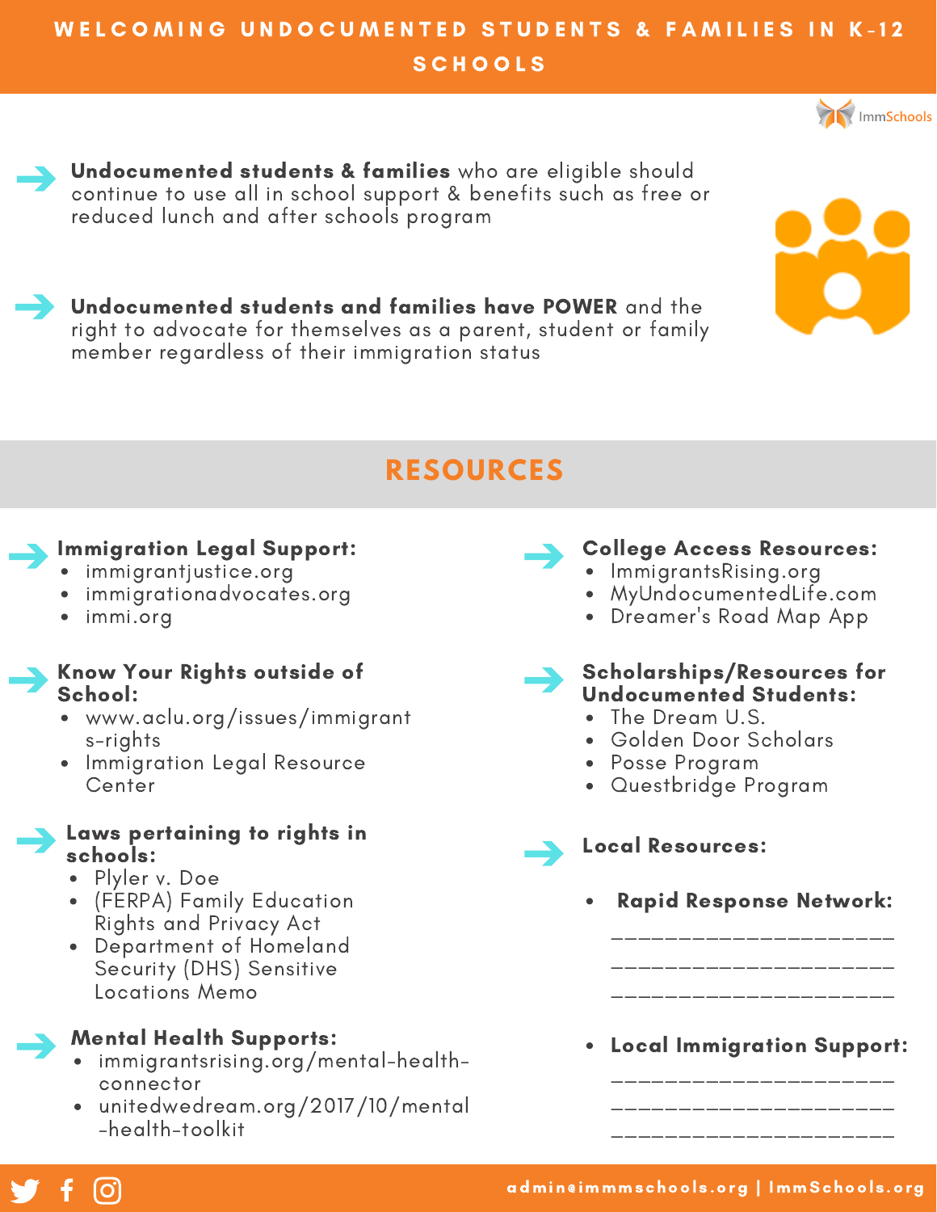# WELCOMING UNDOCUMENTED STUDENTS & FAMILIES IN K-12 SCHOOLS

ImmSchools

**Undocumented students & families** who are eligible should continue to use all in school support & benefits such as free or reduced lunch and after schools program

**Undocumented students and families have POWER** and the right to advocate for themselves as a parent, student or family member regardless of their immigration status

## RESOURCES

**Immigration Legal Support:**
- immigrantjustice.org
- immigrationadvocates.org
- immi.org

**Know Your Rights outside of School:**
- www.aclu.org/issues/immigrants-rights
- Immigration Legal Resource Center

**Laws pertaining to rights in schools:**
- Plyler v. Doe
- (FERPA) Family Education Rights and Privacy Act
- Department of Homeland Security (DHS) Sensitive Locations Memo

**Mental Health Supports:**
- immigrantsrising.org/mental-health-connector
- unitedwedream.org/2017/10/mental-health-toolkit

**College Access Resources:**
- ImmigrantsRising.org
- MyUndocumentedLife.com
- Dreamer's Road Map App

**Scholarships/Resources for Undocumented Students:**
- The Dream U.S.
- Golden Door Scholars
- Posse Program
- Questbridge Program

**Local Resources:**

- **Rapid Response Network:**

  ____________________

  ____________________

  ____________________

- **Local Immigration Support:**

  ____________________

  ____________________

  ____________________

admin@immmschools.org | ImmSchools.org